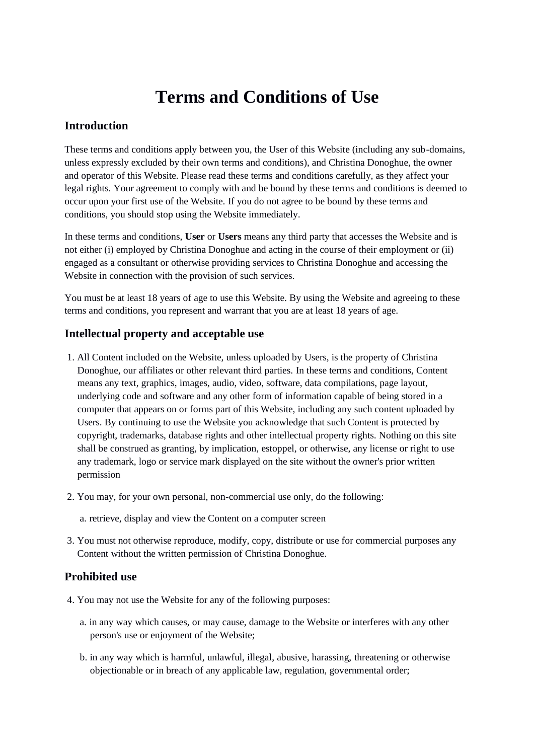# Terms and Conditions of Use

## Introduction

These terms and conditions apply between you, the User of this Website (including any sub-domains, unless expressly excluded by their own terms and conditions), and Christina Donoghue, the owner and operator of this Website. Please read these terms and conditions carefully, as they affect your legal rights. Your agreement to comply with and be bound by these terms and conditions is deemed to occur upon your first use of the Website. If you do not agree to be bound by these terms and conditions, you should stop using the Website immediately.

In these terms and conditions, **User** or **Users** means any third party that accesses the Website and is not either (i) employed by Christina Donoghue and acting in the course of their employment or (ii) engaged as a consultant or otherwise providing services to Christina Donoghue and accessing the Website in connection with the provision of such services.

You must be at least 18 years of age to use this Website. By using the Website and agreeing to these terms and conditions, you represent and warrant that you are at least 18 years of age.

## Intellectual property and acceptable use

1. All Content included on the Website, unless uploaded by Users, is the property of Christina Donoghue, our affiliates or other relevant third parties. In these terms and conditions, Content means any text, graphics, images, audio, video, software, data compilations, page layout, underlying code and software and any other form of information capable of being stored in a computer that appears on or forms part of this Website, including any such content uploaded by Users. By continuing to use the Website you acknowledge that such Content is protected by copyright, trademarks, database rights and other intellectual property rights. Nothing on this site shall be construed as granting, by implication, estoppel, or otherwise, any license or right to use any trademark, logo or service mark displayed on the site without the owner's prior written permission
2. You may, for your own personal, non-commercial use only, do the following:
   a. retrieve, display and view the Content on a computer screen
3. You must not otherwise reproduce, modify, copy, distribute or use for commercial purposes any Content without the written permission of Christina Donoghue.

## Prohibited use

4. You may not use the Website for any of the following purposes:
   a. in any way which causes, or may cause, damage to the Website or interferes with any other person's use or enjoyment of the Website;
   b. in any way which is harmful, unlawful, illegal, abusive, harassing, threatening or otherwise objectionable or in breach of any applicable law, regulation, governmental order;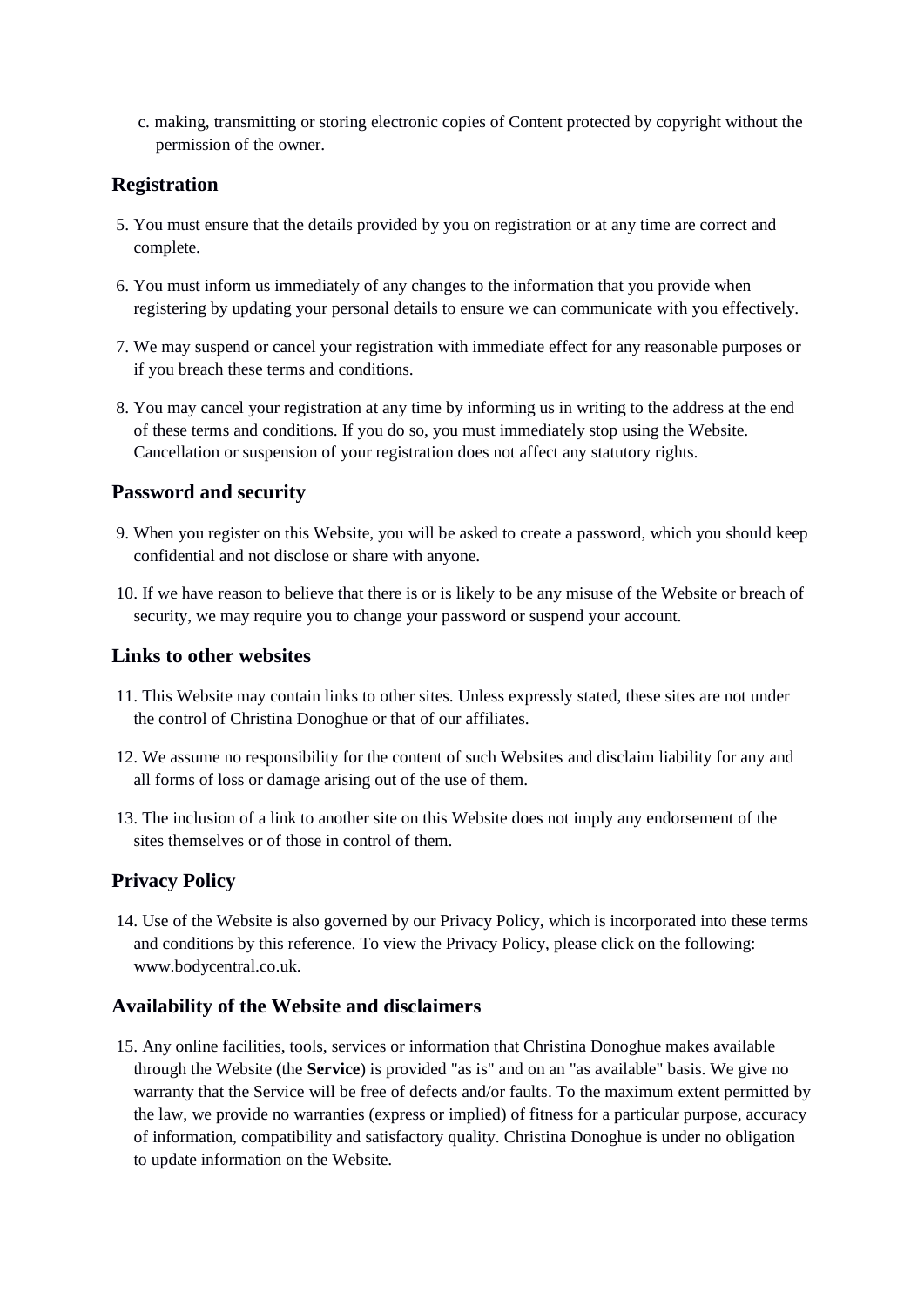c. making, transmitting or storing electronic copies of Content protected by copyright without the permission of the owner.

## Registration

5. You must ensure that the details provided by you on registration or at any time are correct and complete.

6. You must inform us immediately of any changes to the information that you provide when registering by updating your personal details to ensure we can communicate with you effectively.

7. We may suspend or cancel your registration with immediate effect for any reasonable purposes or if you breach these terms and conditions.

8. You may cancel your registration at any time by informing us in writing to the address at the end of these terms and conditions. If you do so, you must immediately stop using the Website. Cancellation or suspension of your registration does not affect any statutory rights.

## Password and security

9. When you register on this Website, you will be asked to create a password, which you should keep confidential and not disclose or share with anyone.

10. If we have reason to believe that there is or is likely to be any misuse of the Website or breach of security, we may require you to change your password or suspend your account.

## Links to other websites

11. This Website may contain links to other sites. Unless expressly stated, these sites are not under the control of Christina Donoghue or that of our affiliates.

12. We assume no responsibility for the content of such Websites and disclaim liability for any and all forms of loss or damage arising out of the use of them.

13. The inclusion of a link to another site on this Website does not imply any endorsement of the sites themselves or of those in control of them.

## Privacy Policy

14. Use of the Website is also governed by our Privacy Policy, which is incorporated into these terms and conditions by this reference. To view the Privacy Policy, please click on the following: www.bodycentral.co.uk.

## Availability of the Website and disclaimers

15. Any online facilities, tools, services or information that Christina Donoghue makes available through the Website (the **Service**) is provided "as is" and on an "as available" basis. We give no warranty that the Service will be free of defects and/or faults. To the maximum extent permitted by the law, we provide no warranties (express or implied) of fitness for a particular purpose, accuracy of information, compatibility and satisfactory quality. Christina Donoghue is under no obligation to update information on the Website.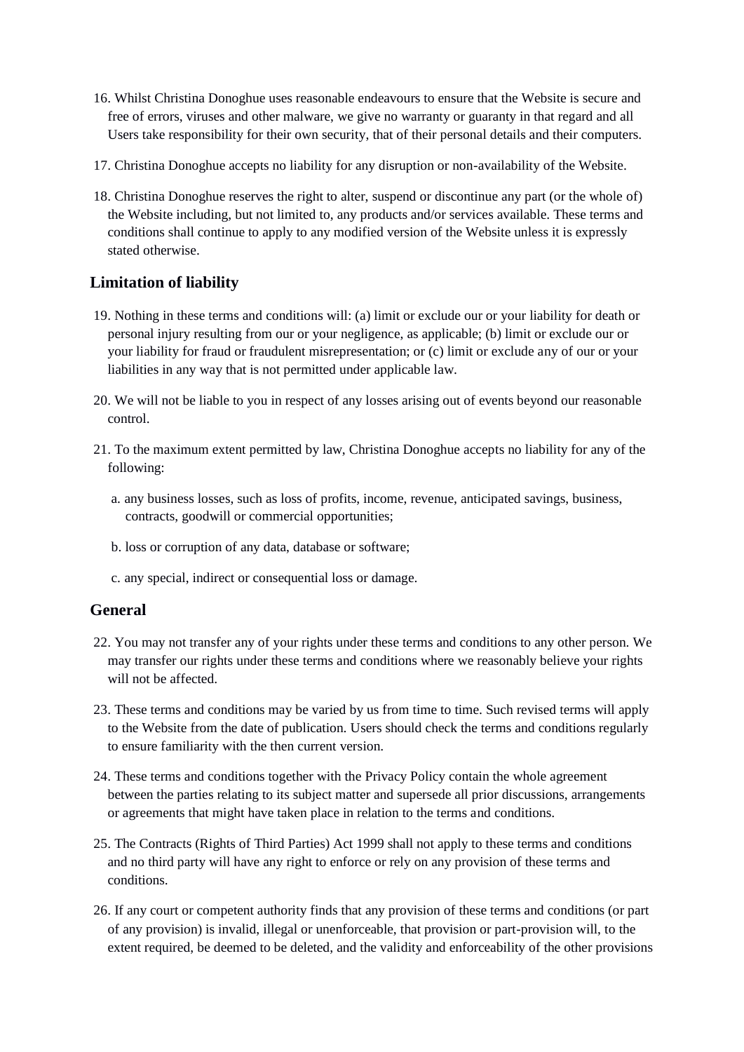16. Whilst Christina Donoghue uses reasonable endeavours to ensure that the Website is secure and free of errors, viruses and other malware, we give no warranty or guaranty in that regard and all Users take responsibility for their own security, that of their personal details and their computers.

17. Christina Donoghue accepts no liability for any disruption or non-availability of the Website.

18. Christina Donoghue reserves the right to alter, suspend or discontinue any part (or the whole of) the Website including, but not limited to, any products and/or services available. These terms and conditions shall continue to apply to any modified version of the Website unless it is expressly stated otherwise.

## Limitation of liability

19. Nothing in these terms and conditions will: (a) limit or exclude our or your liability for death or personal injury resulting from our or your negligence, as applicable; (b) limit or exclude our or your liability for fraud or fraudulent misrepresentation; or (c) limit or exclude any of our or your liabilities in any way that is not permitted under applicable law.

20. We will not be liable to you in respect of any losses arising out of events beyond our reasonable control.

21. To the maximum extent permitted by law, Christina Donoghue accepts no liability for any of the following:

    a. any business losses, such as loss of profits, income, revenue, anticipated savings, business, contracts, goodwill or commercial opportunities;

    b. loss or corruption of any data, database or software;

    c. any special, indirect or consequential loss or damage.

## General

22. You may not transfer any of your rights under these terms and conditions to any other person. We may transfer our rights under these terms and conditions where we reasonably believe your rights will not be affected.

23. These terms and conditions may be varied by us from time to time. Such revised terms will apply to the Website from the date of publication. Users should check the terms and conditions regularly to ensure familiarity with the then current version.

24. These terms and conditions together with the Privacy Policy contain the whole agreement between the parties relating to its subject matter and supersede all prior discussions, arrangements or agreements that might have taken place in relation to the terms and conditions.

25. The Contracts (Rights of Third Parties) Act 1999 shall not apply to these terms and conditions and no third party will have any right to enforce or rely on any provision of these terms and conditions.

26. If any court or competent authority finds that any provision of these terms and conditions (or part of any provision) is invalid, illegal or unenforceable, that provision or part-provision will, to the extent required, be deemed to be deleted, and the validity and enforceability of the other provisions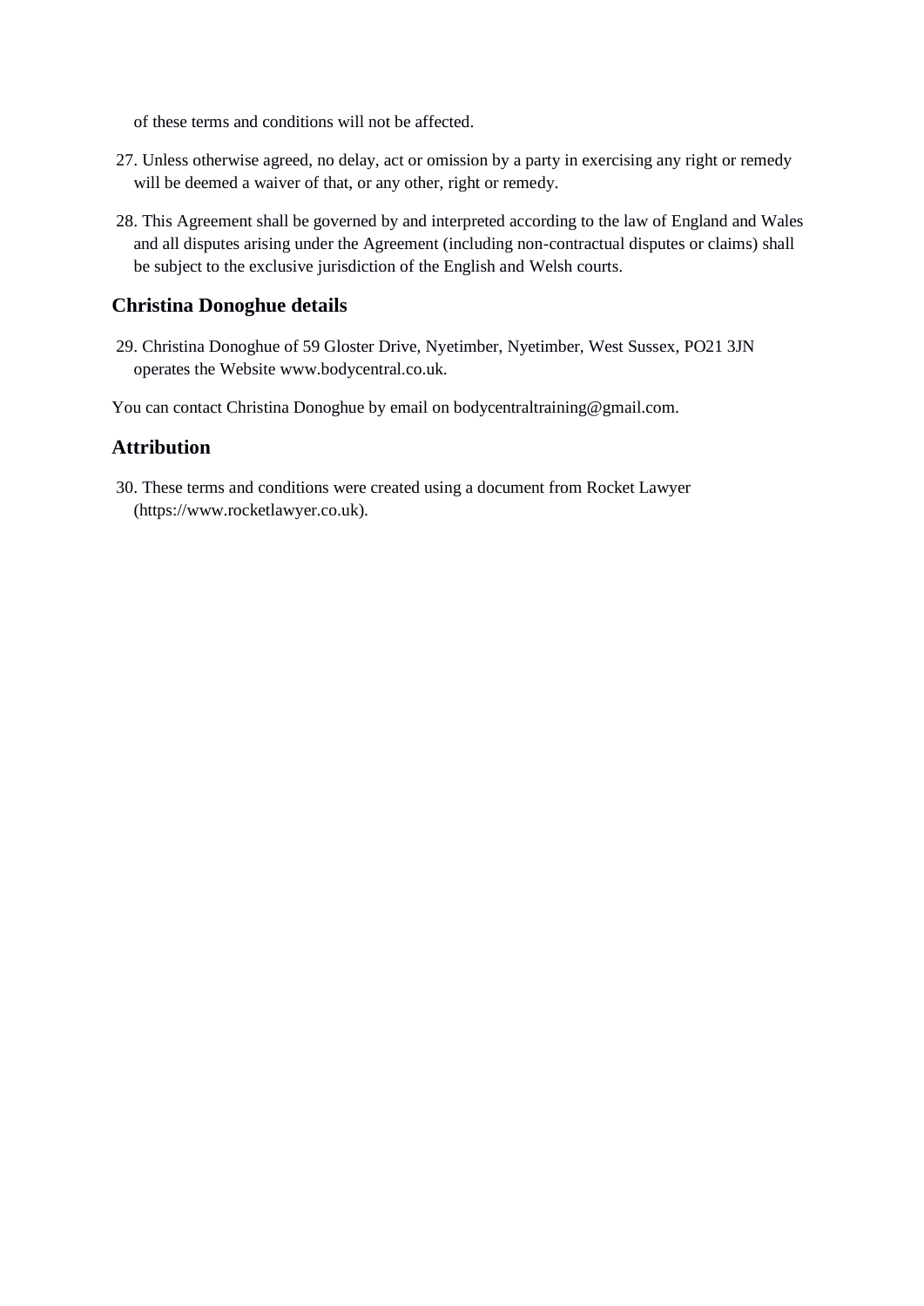of these terms and conditions will not be affected.

27. Unless otherwise agreed, no delay, act or omission by a party in exercising any right or remedy will be deemed a waiver of that, or any other, right or remedy.

28. This Agreement shall be governed by and interpreted according to the law of England and Wales and all disputes arising under the Agreement (including non-contractual disputes or claims) shall be subject to the exclusive jurisdiction of the English and Welsh courts.

## Christina Donoghue details

29. Christina Donoghue of 59 Gloster Drive, Nyetimber, Nyetimber, West Sussex, PO21 3JN operates the Website www.bodycentral.co.uk.

You can contact Christina Donoghue by email on bodycentraltraining@gmail.com.

## Attribution

30. These terms and conditions were created using a document from Rocket Lawyer (https://www.rocketlawyer.co.uk).